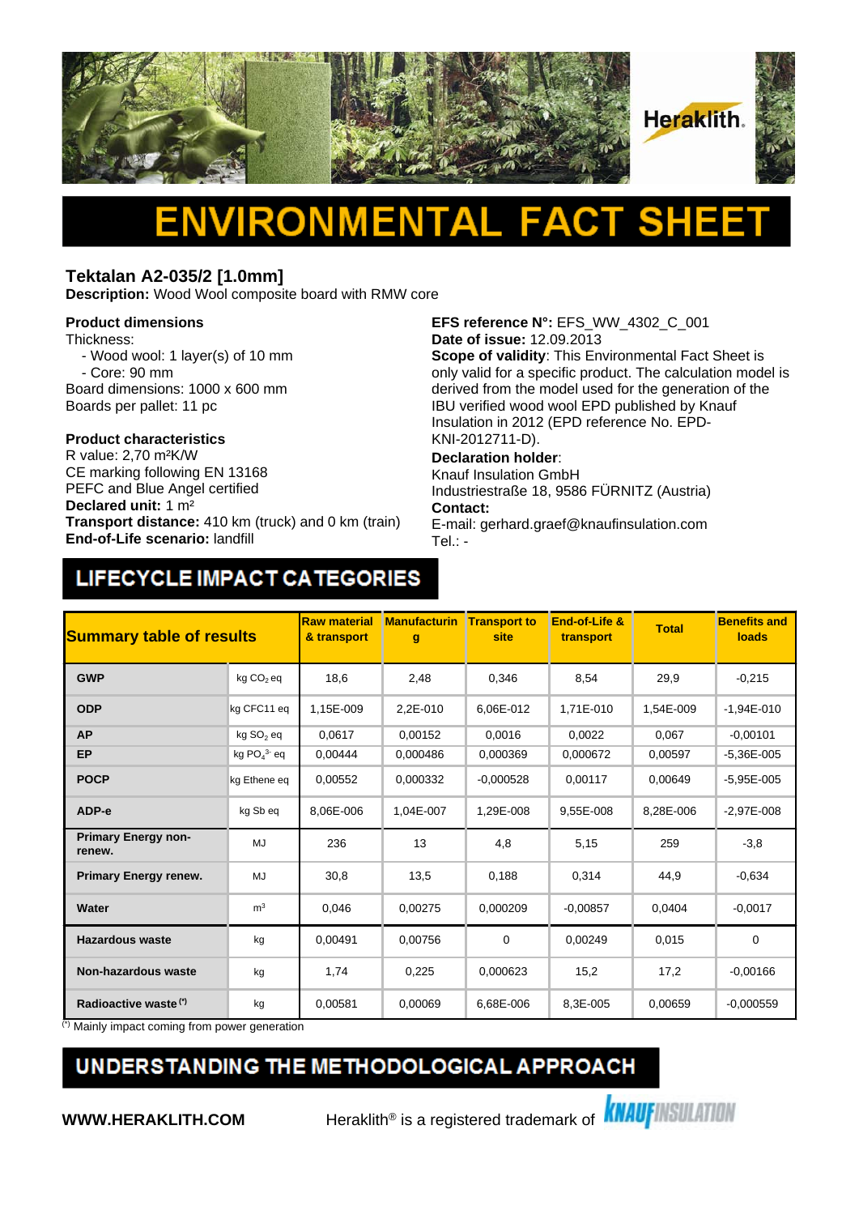Heraklith.

# ENVIRONMENTAL FACT SHEET

## Tektalan A2-035/2 [1.0mm]

**Description:** Wood Wool composite board with RMW core

**Product dimensions**

Thickness:

- Wood wool: 1 layer(s) of 10 mm
- Core: 90 mm

Board dimensions: 1000 x 600 mm

Boards per pallet: 11 pc

**Product characteristics**

R value: 2,70 m²K/W

CE marking following EN 13168

PEFC and Blue Angel certified

**Declared unit:** 1 m²

**Transport distance:** 410 km (truck) and 0 km (train)

**End-of-Life scenario:** landfill

**EFS reference N°:** EFS_WW_4302_C_001

**Date of issue:** 12.09.2013

**Scope of validity**: This Environmental Fact Sheet is only valid for a specific product. The calculation model is derived from the model used for the generation of the IBU verified wood wool EPD published by Knauf Insulation in 2012 (EPD reference No. EPD-KNI-2012711-D).

**Declaration holder**:

Knauf Insulation GmbH

Industriestraße 18, 9586 FÜRNITZ (Austria)

**Contact:**

E-mail: gerhard.graef@knaufinsulation.com

Tel.: -

## LIFECYCLE IMPACT CATEGORIES

| Summary table of results | | Raw material & transport | Manufacturing | Transport to site | End-of-Life & transport | Total | Benefits and loads |
|---|---|---|---|---|---|---|---|
| **GWP** | kg $CO_2$ eq | 18,6 | 2,48 | 0,346 | 8,54 | 29,9 | -0,215 |
| **ODP** | kg CFC11 eq | 1,15E-009 | 2,2E-010 | 6,06E-012 | 1,71E-010 | 1,54E-009 | -1,94E-010 |
| **AP** | kg $SO_2$ eq | 0,0617 | 0,00152 | 0,0016 | 0,0022 | 0,067 | -0,00101 |
| **EP** | kg $PO_4^{3-}$ eq | 0,00444 | 0,000486 | 0,000369 | 0,000672 | 0,00597 | -5,36E-005 |
| **POCP** | kg Ethene eq | 0,00552 | 0,000332 | -0,000528 | 0,00117 | 0,00649 | -5,95E-005 |
| **ADP-e** | kg Sb eq | 8,06E-006 | 1,04E-007 | 1,29E-008 | 9,55E-008 | 8,28E-006 | -2,97E-008 |
| **Primary Energy non-renew.** | MJ | 236 | 13 | 4,8 | 5,15 | 259 | -3,8 |
| **Primary Energy renew.** | MJ | 30,8 | 13,5 | 0,188 | 0,314 | 44,9 | -0,634 |
| **Water** | m³ | 0,046 | 0,00275 | 0,000209 | -0,00857 | 0,0404 | -0,0017 |
| **Hazardous waste** | kg | 0,00491 | 0,00756 | 0 | 0,00249 | 0,015 | 0 |
| **Non-hazardous waste** | kg | 1,74 | 0,225 | 0,000623 | 15,2 | 17,2 | -0,00166 |
| **Radioactive waste (\*)** | kg | 0,00581 | 0,00069 | 6,68E-006 | 8,3E-005 | 0,00659 | -0,000559 |

(\*) Mainly impact coming from power generation

## UNDERSTANDING THE METHODOLOGICAL APPROACH

**WWW.HERAKLITH.COM** Heraklith® is a registered trademark of KNAUF INSULATION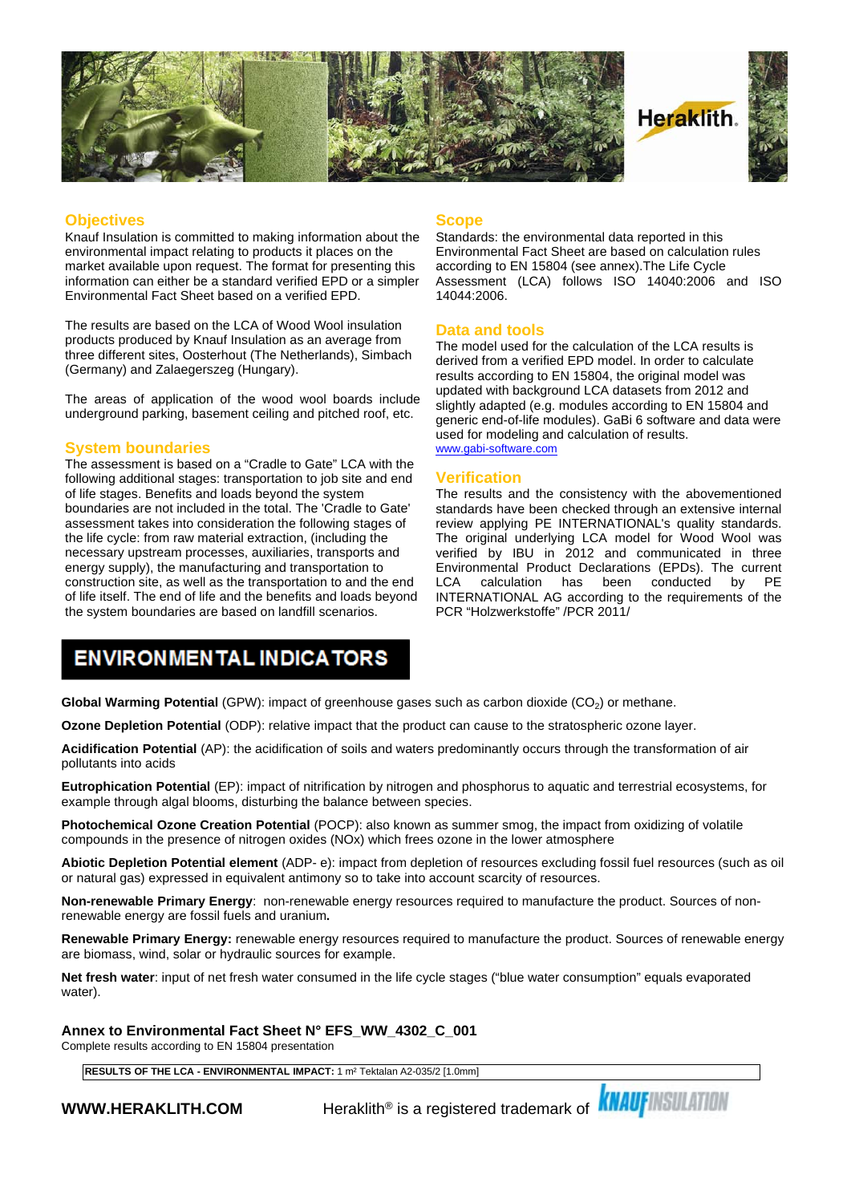## Objectives

Knauf Insulation is committed to making information about the environmental impact relating to products it places on the market available upon request. The format for presenting this information can either be a standard verified EPD or a simpler Environmental Fact Sheet based on a verified EPD.

The results are based on the LCA of Wood Wool insulation products produced by Knauf Insulation as an average from three different sites, Oosterhout (The Netherlands), Simbach (Germany) and Zalaegerszeg (Hungary).

The areas of application of the wood wool boards include underground parking, basement ceiling and pitched roof, etc.

## System boundaries

The assessment is based on a "Cradle to Gate" LCA with the following additional stages: transportation to job site and end of life stages. Benefits and loads beyond the system boundaries are not included in the total. The 'Cradle to Gate' assessment takes into consideration the following stages of the life cycle: from raw material extraction, (including the necessary upstream processes, auxiliaries, transports and energy supply), the manufacturing and transportation to construction site, as well as the transportation to and the end of life itself. The end of life and the benefits and loads beyond the system boundaries are based on landfill scenarios.

## Scope

Standards: the environmental data reported in this Environmental Fact Sheet are based on calculation rules according to EN 15804 (see annex).The Life Cycle Assessment (LCA) follows ISO 14040:2006 and ISO 14044:2006.

## Data and tools

The model used for the calculation of the LCA results is derived from a verified EPD model. In order to calculate results according to EN 15804, the original model was updated with background LCA datasets from 2012 and slightly adapted (e.g. modules according to EN 15804 and generic end-of-life modules). GaBi 6 software and data were used for modeling and calculation of results.
www.gabi-software.com

## Verification

The results and the consistency with the abovementioned standards have been checked through an extensive internal review applying PE INTERNATIONAL's quality standards. The original underlying LCA model for Wood Wool was verified by IBU in 2012 and communicated in three Environmental Product Declarations (EPDs). The current LCA calculation has been conducted by PE INTERNATIONAL AG according to the requirements of the PCR "Holzwerkstoffe" /PCR 2011/

# ENVIRONMENTAL INDICATORS

**Global Warming Potential** (GPW): impact of greenhouse gases such as carbon dioxide ($CO_2$) or methane.

**Ozone Depletion Potential** (ODP): relative impact that the product can cause to the stratospheric ozone layer.

**Acidification Potential** (AP): the acidification of soils and waters predominantly occurs through the transformation of air pollutants into acids

**Eutrophication Potential** (EP): impact of nitrification by nitrogen and phosphorus to aquatic and terrestrial ecosystems, for example through algal blooms, disturbing the balance between species.

**Photochemical Ozone Creation Potential** (POCP): also known as summer smog, the impact from oxidizing of volatile compounds in the presence of nitrogen oxides (NOx) which frees ozone in the lower atmosphere

**Abiotic Depletion Potential element** (ADP- e): impact from depletion of resources excluding fossil fuel resources (such as oil or natural gas) expressed in equivalent antimony so to take into account scarcity of resources.

**Non-renewable Primary Energy**: non-renewable energy resources required to manufacture the product. Sources of non-renewable energy are fossil fuels and uranium**.**

**Renewable Primary Energy:** renewable energy resources required to manufacture the product. Sources of renewable energy are biomass, wind, solar or hydraulic sources for example.

**Net fresh water**: input of net fresh water consumed in the life cycle stages ("blue water consumption" equals evaporated water).

### Annex to Environmental Fact Sheet N° EFS_WW_4302_C_001

Complete results according to EN 15804 presentation

| **RESULTS OF THE LCA - ENVIRONMENTAL IMPACT:** 1 m² Tektalan A2-035/2 [1.0mm] |
|---|

**WWW.HERAKLITH.COM** Heraklith® is a registered trademark of KNAUF INSULATION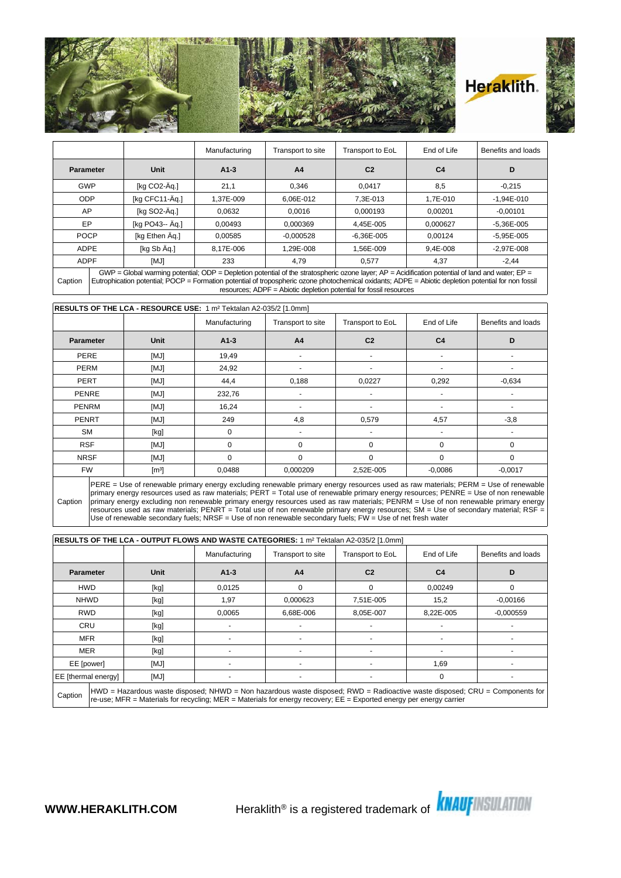| | | Manufacturing | Transport to site | Transport to EoL | End of Life | Benefits and loads |
|---|---|---|---|---|---|---|
| **Parameter** | **Unit** | **A1-3** | **A4** | **C2** | **C4** | **D** |
| GWP | [kg CO2-Äq.] | 21,1 | 0,346 | 0,0417 | 8,5 | -0,215 |
| ODP | [kg CFC11-Äq.] | 1,37E-009 | 6,06E-012 | 7,3E-013 | 1,7E-010 | -1,94E-010 |
| AP | [kg SO2-Äq.] | 0,0632 | 0,0016 | 0,000193 | 0,00201 | -0,00101 |
| EP | [kg PO43-- Äq.] | 0,00493 | 0,000369 | 4,45E-005 | 0,000627 | -5,36E-005 |
| POCP | [kg Ethen Äq.] | 0,00585 | -0,000528 | -6,36E-005 | 0,00124 | -5,95E-005 |
| ADPE | [kg Sb Äq.] | 8,17E-006 | 1,29E-008 | 1,56E-009 | 9,4E-008 | -2,97E-008 |
| ADPF | [MJ] | 233 | 4,79 | 0,577 | 4,37 | -2,44 |
| Caption | GWP = Global warming potential; ODP = Depletion potential of the stratospheric ozone layer; AP = Acidification potential of land and water; EP = Eutrophication potential; POCP = Formation potential of tropospheric ozone photochemical oxidants; ADPE = Abiotic depletion potential for non fossil resources; ADPF = Abiotic depletion potential for fossil resources | | | | | |

**RESULTS OF THE LCA - RESOURCE USE:** 1 m² Tektalan A2-035/2 [1.0mm]

| | | Manufacturing | Transport to site | Transport to EoL | End of Life | Benefits and loads |
|---|---|---|---|---|---|---|
| **Parameter** | **Unit** | **A1-3** | **A4** | **C2** | **C4** | **D** |
| PERE | [MJ] | 19,49 | - | - | - | - |
| PERM | [MJ] | 24,92 | - | - | - | - |
| PERT | [MJ] | 44,4 | 0,188 | 0,0227 | 0,292 | -0,634 |
| PENRE | [MJ] | 232,76 | - | - | - | - |
| PENRM | [MJ] | 16,24 | - | - | - | - |
| PENRT | [MJ] | 249 | 4,8 | 0,579 | 4,57 | -3,8 |
| SM | [kg] | 0 | - | - | - | - |
| RSF | [MJ] | 0 | 0 | 0 | 0 | 0 |
| NRSF | [MJ] | 0 | 0 | 0 | 0 | 0 |
| FW | [m³] | 0,0488 | 0,000209 | 2,52E-005 | -0,0086 | -0,0017 |
| Caption | PERE = Use of renewable primary energy excluding renewable primary energy resources used as raw materials; PERM = Use of renewable primary energy resources used as raw materials; PERT = Total use of renewable primary energy resources; PENRE = Use of non renewable primary energy excluding non renewable primary energy resources used as raw materials; PENRM = Use of non renewable primary energy resources used as raw materials; PENRT = Total use of non renewable primary energy resources; SM = Use of secondary material; RSF = Use of renewable secondary fuels; NRSF = Use of non renewable secondary fuels; FW = Use of net fresh water | | | | | |

**RESULTS OF THE LCA - OUTPUT FLOWS AND WASTE CATEGORIES:** 1 m² Tektalan A2-035/2 [1.0mm]

| | | Manufacturing | Transport to site | Transport to EoL | End of Life | Benefits and loads |
|---|---|---|---|---|---|---|
| **Parameter** | **Unit** | **A1-3** | **A4** | **C2** | **C4** | **D** |
| HWD | [kg] | 0,0125 | 0 | 0 | 0,00249 | 0 |
| NHWD | [kg] | 1,97 | 0,000623 | 7,51E-005 | 15,2 | -0,00166 |
| RWD | [kg] | 0,0065 | 6,68E-006 | 8,05E-007 | 8,22E-005 | -0,000559 |
| CRU | [kg] | - | - | - | - | - |
| MFR | [kg] | - | - | - | - | - |
| MER | [kg] | - | - | - | - | - |
| EE [power] | [MJ] | - | - | - | 1,69 | - |
| EE [thermal energy] | [MJ] | - | - | - | 0 | - |
| Caption | HWD = Hazardous waste disposed; NHWD = Non hazardous waste disposed; RWD = Radioactive waste disposed; CRU = Components for re-use; MFR = Materials for recycling; MER = Materials for energy recovery; EE = Exported energy per energy carrier | | | | | |

**WWW.HERAKLITH.COM** Heraklith® is a registered trademark of KNAUF INSULATION